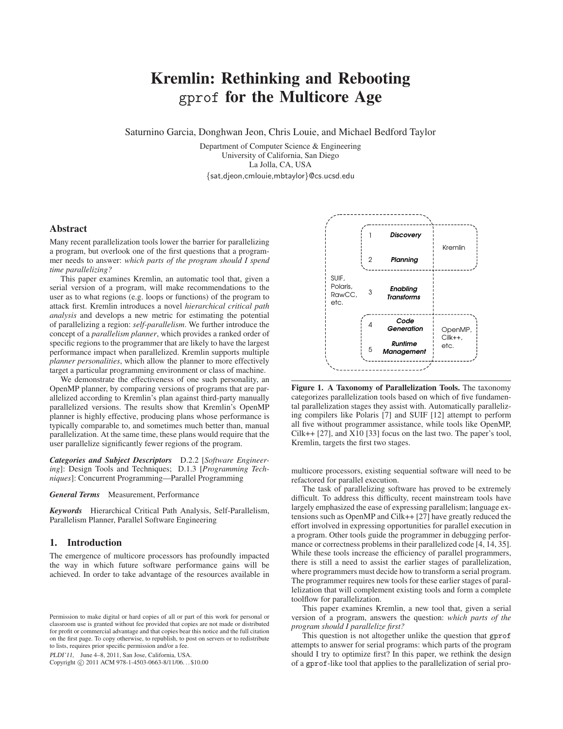# Kremlin: Rethinking and Rebooting gprof for the Multicore Age

Saturnino Garcia, Donghwan Jeon, Chris Louie, and Michael Bedford Taylor

Department of Computer Science & Engineering
University of California, San Diego
La Jolla, CA, USA
{sat,djeon,cmlouie,mbtaylor}@cs.ucsd.edu

## Abstract

Many recent parallelization tools lower the barrier for parallelizing a program, but overlook one of the first questions that a programmer needs to answer: *which parts of the program should I spend time parallelizing?*

This paper examines Kremlin, an automatic tool that, given a serial version of a program, will make recommendations to the user as to what regions (e.g. loops or functions) of the program to attack first. Kremlin introduces a novel *hierarchical critical path analysis* and develops a new metric for estimating the potential of parallelizing a region: *self-parallelism*. We further introduce the concept of a *parallelism planner*, which provides a ranked order of specific regions to the programmer that are likely to have the largest performance impact when parallelized. Kremlin supports multiple *planner personalities*, which allow the planner to more effectively target a particular programming environment or class of machine.

We demonstrate the effectiveness of one such personality, an OpenMP planner, by comparing versions of programs that are parallelized according to Kremlin's plan against third-party manually parallelized versions. The results show that Kremlin's OpenMP planner is highly effective, producing plans whose performance is typically comparable to, and sometimes much better than, manual parallelization. At the same time, these plans would require that the user parallelize significantly fewer regions of the program.

***Categories and Subject Descriptors*** D.2.2 [*Software Engineering*]: Design Tools and Techniques; D.1.3 [*Programming Techniques*]: Concurrent Programming—Parallel Programming

***General Terms*** Measurement, Performance

***Keywords*** Hierarchical Critical Path Analysis, Self-Parallelism, Parallelism Planner, Parallel Software Engineering

## 1. Introduction

The emergence of multicore processors has profoundly impacted the way in which future software performance gains will be achieved. In order to take advantage of the resources available in multicore processors, existing sequential software will need to be refactored for parallel execution.

The task of parallelizing software has proved to be extremely difficult. To address this difficulty, recent mainstream tools have largely emphasized the ease of expressing parallelism; language extensions such as OpenMP and Cilk++ [27] have greatly reduced the effort involved in expressing opportunities for parallel execution in a program. Other tools guide the programmer in debugging performance or correctness problems in their parallelized code [4, 14, 35]. While these tools increase the efficiency of parallel programmers, there is still a need to assist the earlier stages of parallelization, where programmers must decide how to transform a serial program. The programmer requires new tools for these earlier stages of parallelization that will complement existing tools and form a complete toolflow for parallelization.

This paper examines Kremlin, a new tool that, given a serial version of a program, answers the question: *which parts of the program should I parallelize first?*

This question is not altogether unlike the question that gprof attempts to answer for serial programs: which parts of the program should I try to optimize first? In this paper, we rethink the design of a gprof-like tool that applies to the parallelization of serial pro-

| | | | |
|---|---|---|---|
| SUIF, Polaris, RawCC, etc. | 1 | ***Discovery*** | Kremlin |
| | 2 | ***Planning*** | |
| | 3 | ***Enabling Transforms*** | |
| | 4 | ***Code Generation*** | OpenMP, Cilk++, etc. |
| | 5 | ***Runtime Management*** | |

**Figure 1. A Taxonomy of Parallelization Tools.** The taxonomy categorizes parallelization tools based on which of five fundamental parallelization stages they assist with. Automatically parallelizing compilers like Polaris [7] and SUIF [12] attempt to perform all five without programmer assistance, while tools like OpenMP, Cilk++ [27], and X10 [33] focus on the last two. The paper's tool, Kremlin, targets the first two stages.

Permission to make digital or hard copies of all or part of this work for personal or classroom use is granted without fee provided that copies are not made or distributed for profit or commercial advantage and that copies bear this notice and the full citation on the first page. To copy otherwise, to republish, to post on servers or to redistribute to lists, requires prior specific permission and/or a fee.

*PLDI'11,* June 4–8, 2011, San Jose, California, USA.
Copyright © 2011 ACM 978-1-4503-0663-8/11/06... $10.00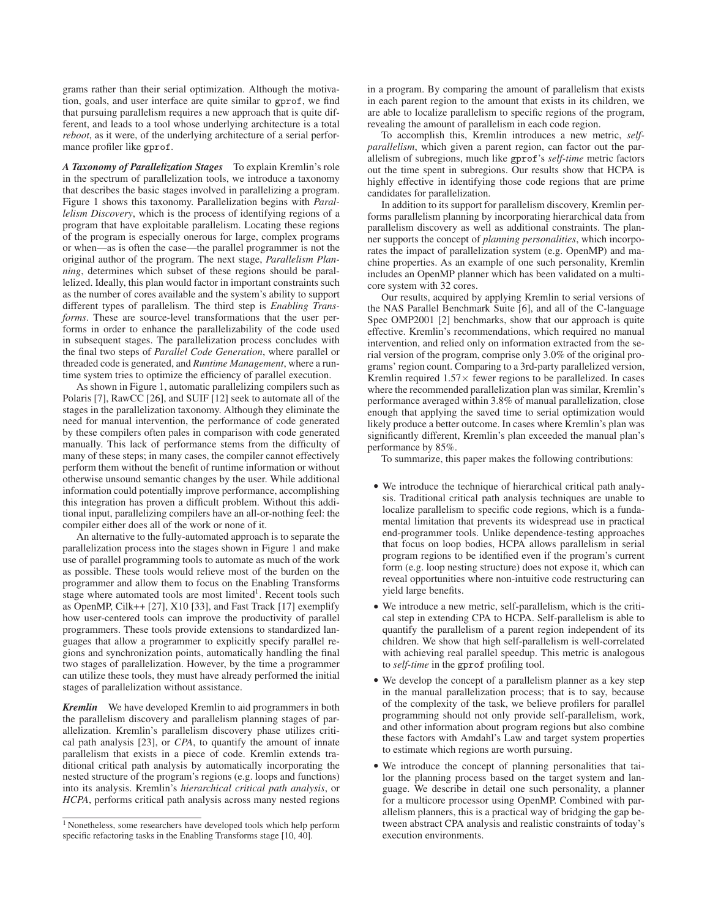grams rather than their serial optimization. Although the motivation, goals, and user interface are quite similar to gprof, we find that pursuing parallelism requires a new approach that is quite different, and leads to a tool whose underlying architecture is a total *reboot*, as it were, of the underlying architecture of a serial performance profiler like gprof.

***A Taxonomy of Parallelization Stages*** To explain Kremlin's role in the spectrum of parallelization tools, we introduce a taxonomy that describes the basic stages involved in parallelizing a program. Figure 1 shows this taxonomy. Parallelization begins with *Parallelism Discovery*, which is the process of identifying regions of a program that have exploitable parallelism. Locating these regions of the program is especially onerous for large, complex programs or when—as is often the case—the parallel programmer is not the original author of the program. The next stage, *Parallelism Planning*, determines which subset of these regions should be parallelized. Ideally, this plan would factor in important constraints such as the number of cores available and the system's ability to support different types of parallelism. The third step is *Enabling Transforms*. These are source-level transformations that the user performs in order to enhance the parallelizability of the code used in subsequent stages. The parallelization process concludes with the final two steps of *Parallel Code Generation*, where parallel or threaded code is generated, and *Runtime Management*, where a runtime system tries to optimize the efficiency of parallel execution.

As shown in Figure 1, automatic parallelizing compilers such as Polaris [7], RawCC [26], and SUIF [12] seek to automate all of the stages in the parallelization taxonomy. Although they eliminate the need for manual intervention, the performance of code generated by these compilers often pales in comparison with code generated manually. This lack of performance stems from the difficulty of many of these steps; in many cases, the compiler cannot effectively perform them without the benefit of runtime information or without otherwise unsound semantic changes by the user. While additional information could potentially improve performance, accomplishing this integration has proven a difficult problem. Without this additional input, parallelizing compilers have an all-or-nothing feel: the compiler either does all of the work or none of it.

An alternative to the fully-automated approach is to separate the parallelization process into the stages shown in Figure 1 and make use of parallel programming tools to automate as much of the work as possible. These tools would relieve most of the burden on the programmer and allow them to focus on the Enabling Transforms stage where automated tools are most limited[1]. Recent tools such as OpenMP, Cilk++ [27], X10 [33], and Fast Track [17] exemplify how user-centered tools can improve the productivity of parallel programmers. These tools provide extensions to standardized languages that allow a programmer to explicitly specify parallel regions and synchronization points, automatically handling the final two stages of parallelization. However, by the time a programmer can utilize these tools, they must have already performed the initial stages of parallelization without assistance.

***Kremlin*** We have developed Kremlin to aid programmers in both the parallelism discovery and parallelism planning stages of parallelization. Kremlin's parallelism discovery phase utilizes critical path analysis [23], or *CPA*, to quantify the amount of innate parallelism that exists in a piece of code. Kremlin extends traditional critical path analysis by automatically incorporating the nested structure of the program's regions (e.g. loops and functions) into its analysis. Kremlin's *hierarchical critical path analysis*, or *HCPA*, performs critical path analysis across many nested regions in a program. By comparing the amount of parallelism that exists in each parent region to the amount that exists in its children, we are able to localize parallelism to specific regions of the program, revealing the amount of parallelism in each code region.

To accomplish this, Kremlin introduces a new metric, *self-parallelism*, which given a parent region, can factor out the parallelism of subregions, much like gprof's *self-time* metric factors out the time spent in subregions. Our results show that HCPA is highly effective in identifying those code regions that are prime candidates for parallelization.

In addition to its support for parallelism discovery, Kremlin performs parallelism planning by incorporating hierarchical data from parallelism discovery as well as additional constraints. The planner supports the concept of *planning personalities*, which incorporates the impact of parallelization system (e.g. OpenMP) and machine properties. As an example of one such personality, Kremlin includes an OpenMP planner which has been validated on a multicore system with 32 cores.

Our results, acquired by applying Kremlin to serial versions of the NAS Parallel Benchmark Suite [6], and all of the C-language Spec OMP2001 [2] benchmarks, show that our approach is quite effective. Kremlin's recommendations, which required no manual intervention, and relied only on information extracted from the serial version of the program, comprise only 3.0% of the original programs' region count. Comparing to a 3rd-party parallelized version, Kremlin required $1.57\times$ fewer regions to be parallelized. In cases where the recommended parallelization plan was similar, Kremlin's performance averaged within 3.8% of manual parallelization, close enough that applying the saved time to serial optimization would likely produce a better outcome. In cases where Kremlin's plan was significantly different, Kremlin's plan exceeded the manual plan's performance by 85%.

To summarize, this paper makes the following contributions:

- We introduce the technique of hierarchical critical path analysis. Traditional critical path analysis techniques are unable to localize parallelism to specific code regions, which is a fundamental limitation that prevents its widespread use in practical end-programmer tools. Unlike dependence-testing approaches that focus on loop bodies, HCPA allows parallelism in serial program regions to be identified even if the program's current form (e.g. loop nesting structure) does not expose it, which can reveal opportunities where non-intuitive code restructuring can yield large benefits.
- We introduce a new metric, self-parallelism, which is the critical step in extending CPA to HCPA. Self-parallelism is able to quantify the parallelism of a parent region independent of its children. We show that high self-parallelism is well-correlated with achieving real parallel speedup. This metric is analogous to *self-time* in the gprof profiling tool.
- We develop the concept of a parallelism planner as a key step in the manual parallelization process; that is to say, because of the complexity of the task, we believe profilers for parallel programming should not only provide self-parallelism, work, and other information about program regions but also combine these factors with Amdahl's Law and target system properties to estimate which regions are worth pursuing.
- We introduce the concept of planning personalities that tailor the planning process based on the target system and language. We describe in detail one such personality, a planner for a multicore processor using OpenMP. Combined with parallelism planners, this is a practical way of bridging the gap between abstract CPA analysis and realistic constraints of today's execution environments.

[1] Nonetheless, some researchers have developed tools which help perform specific refactoring tasks in the Enabling Transforms stage [10, 40].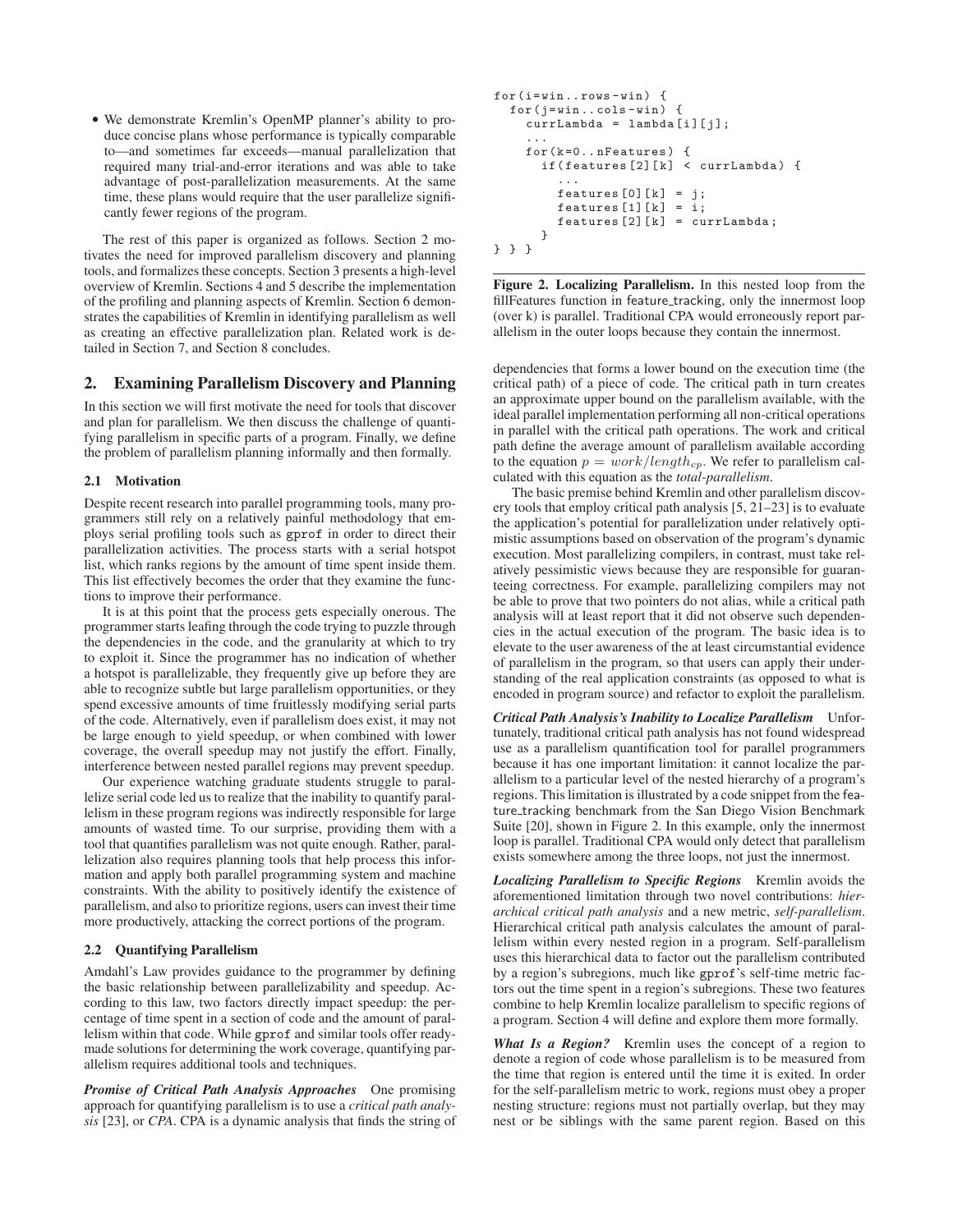- We demonstrate Kremlin's OpenMP planner's ability to produce concise plans whose performance is typically comparable to—and sometimes far exceeds—manual parallelization that required many trial-and-error iterations and was able to take advantage of post-parallelization measurements. At the same time, these plans would require that the user parallelize significantly fewer regions of the program.

The rest of this paper is organized as follows. Section 2 motivates the need for improved parallelism discovery and planning tools, and formalizes these concepts. Section 3 presents a high-level overview of Kremlin. Sections 4 and 5 describe the implementation of the profiling and planning aspects of Kremlin. Section 6 demonstrates the capabilities of Kremlin in identifying parallelism as well as creating an effective parallelization plan. Related work is detailed in Section 7, and Section 8 concludes.

## 2. Examining Parallelism Discovery and Planning

In this section we will first motivate the need for tools that discover and plan for parallelism. We then discuss the challenge of quantifying parallelism in specific parts of a program. Finally, we define the problem of parallelism planning informally and then formally.

### 2.1 Motivation

Despite recent research into parallel programming tools, many programmers still rely on a relatively painful methodology that employs serial profiling tools such as gprof in order to direct their parallelization activities. The process starts with a serial hotspot list, which ranks regions by the amount of time spent inside them. This list effectively becomes the order that they examine the functions to improve their performance.

It is at this point that the process gets especially onerous. The programmer starts leafing through the code trying to puzzle through the dependencies in the code, and the granularity at which to try to exploit it. Since the programmer has no indication of whether a hotspot is parallelizable, they frequently give up before they are able to recognize subtle but large parallelism opportunities, or they spend excessive amounts of time fruitlessly modifying serial parts of the code. Alternatively, even if parallelism does exist, it may not be large enough to yield speedup, or when combined with lower coverage, the overall speedup may not justify the effort. Finally, interference between nested parallel regions may prevent speedup.

Our experience watching graduate students struggle to parallelize serial code led us to realize that the inability to quantify parallelism in these program regions was indirectly responsible for large amounts of wasted time. To our surprise, providing them with a tool that quantifies parallelism was not quite enough. Rather, parallelization also requires planning tools that help process this information and apply both parallel programming system and machine constraints. With the ability to positively identify the existence of parallelism, and also to prioritize regions, users can invest their time more productively, attacking the correct portions of the program.

### 2.2 Quantifying Parallelism

Amdahl's Law provides guidance to the programmer by defining the basic relationship between parallelizability and speedup. According to this law, two factors directly impact speedup: the percentage of time spent in a section of code and the amount of parallelism within that code. While gprof and similar tools offer ready-made solutions for determining the work coverage, quantifying parallelism requires additional tools and techniques.

***Promise of Critical Path Analysis Approaches*** One promising approach for quantifying parallelism is to use a *critical path analysis* [23], or *CPA*. CPA is a dynamic analysis that finds the string of dependencies that forms a lower bound on the execution time (the critical path) of a piece of code. The critical path in turn creates an approximate upper bound on the parallelism available, with the ideal parallel implementation performing all non-critical operations in parallel with the critical path operations. The work and critical path define the average amount of parallelism available according to the equation $p = work/length_{cp}$. We refer to parallelism calculated with this equation as the *total-parallelism*.

The basic premise behind Kremlin and other parallelism discovery tools that employ critical path analysis [5, 21–23] is to evaluate the application's potential for parallelization under relatively optimistic assumptions based on observation of the program's dynamic execution. Most parallelizing compilers, in contrast, must take relatively pessimistic views because they are responsible for guaranteeing correctness. For example, parallelizing compilers may not be able to prove that two pointers do not alias, while a critical path analysis will at least report that it did not observe such dependencies in the actual execution of the program. The basic idea is to elevate to the user awareness of the at least circumstantial evidence of parallelism in the program, so that users can apply their understanding of the real application constraints (as opposed to what is encoded in program source) and refactor to exploit the parallelism.

```
for(i=win..rows-win) {
  for(j=win..cols-win) {
    currLambda = lambda[i][j];
    ...
    for(k=0..nFeatures) {
      if(features[2][k] < currLambda) {
        ...
        features[0][k] = j;
        features[1][k] = i;
        features[2][k] = currLambda;
      }
} } }
```

**Figure 2. Localizing Parallelism.** In this nested loop from the fillFeatures function in feature_tracking, only the innermost loop (over k) is parallel. Traditional CPA would erroneously report parallelism in the outer loops because they contain the innermost.

***Critical Path Analysis's Inability to Localize Parallelism*** Unfortunately, traditional critical path analysis has not found widespread use as a parallelism quantification tool for parallel programmers because it has one important limitation: it cannot localize the parallelism to a particular level of the nested hierarchy of a program's regions. This limitation is illustrated by a code snippet from the feature_tracking benchmark from the San Diego Vision Benchmark Suite [20], shown in Figure 2. In this example, only the innermost loop is parallel. Traditional CPA would only detect that parallelism exists somewhere among the three loops, not just the innermost.

***Localizing Parallelism to Specific Regions*** Kremlin avoids the aforementioned limitation through two novel contributions: *hierarchical critical path analysis* and a new metric, *self-parallelism*. Hierarchical critical path analysis calculates the amount of parallelism within every nested region in a program. Self-parallelism uses this hierarchical data to factor out the parallelism contributed by a region's subregions, much like gprof's self-time metric factors out the time spent in a region's subregions. These two features combine to help Kremlin localize parallelism to specific regions of a program. Section 4 will define and explore them more formally.

***What Is a Region?*** Kremlin uses the concept of a region to denote a region of code whose parallelism is to be measured from the time that region is entered until the time it is exited. In order for the self-parallelism metric to work, regions must obey a proper nesting structure: regions must not partially overlap, but they may nest or be siblings with the same parent region. Based on this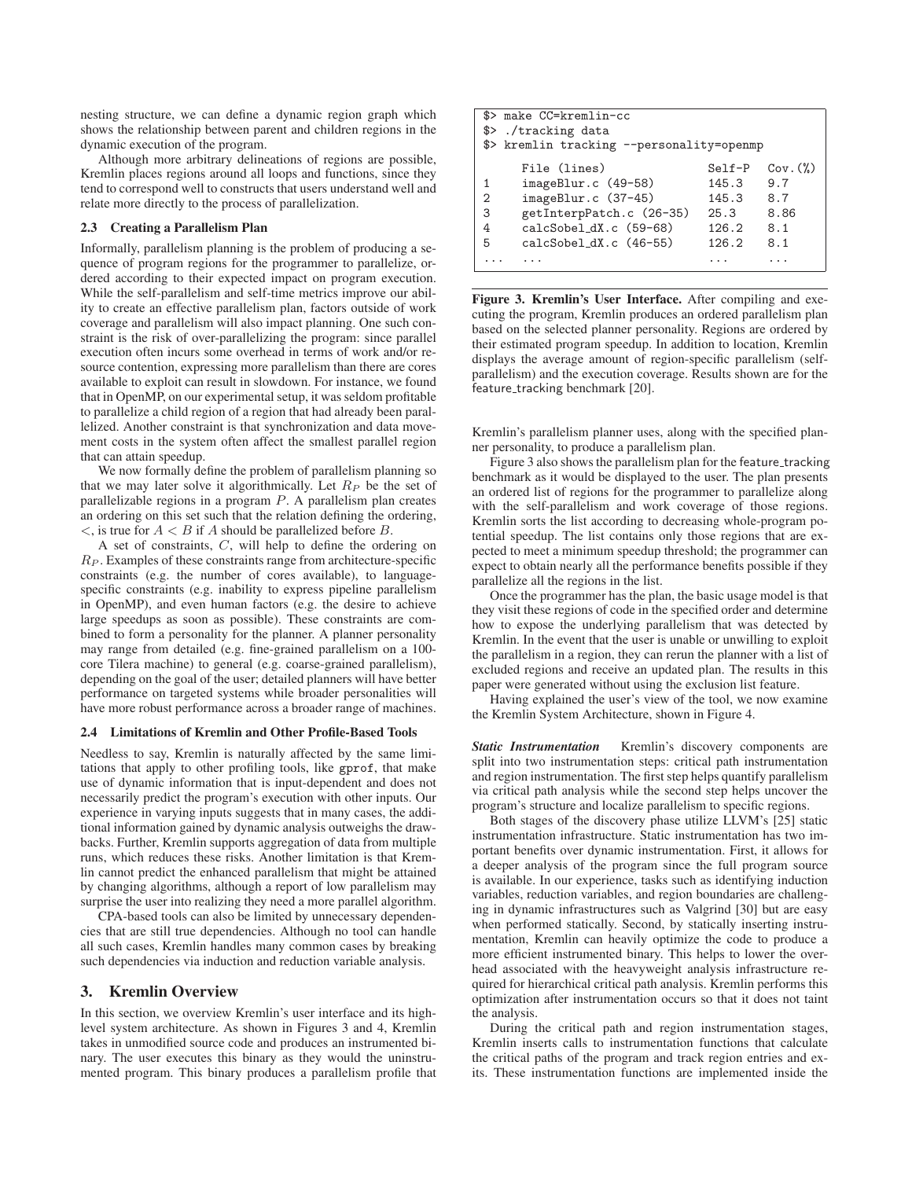nesting structure, we can define a dynamic region graph which shows the relationship between parent and children regions in the dynamic execution of the program.

Although more arbitrary delineations of regions are possible, Kremlin places regions around all loops and functions, since they tend to correspond well to constructs that users understand well and relate more directly to the process of parallelization.

### 2.3 Creating a Parallelism Plan

Informally, parallelism planning is the problem of producing a sequence of program regions for the programmer to parallelize, ordered according to their expected impact on program execution. While the self-parallelism and self-time metrics improve our ability to create an effective parallelism plan, factors outside of work coverage and parallelism will also impact planning. One such constraint is the risk of over-parallelizing the program: since parallel execution often incurs some overhead in terms of work and/or resource contention, expressing more parallelism than there are cores available to exploit can result in slowdown. For instance, we found that in OpenMP, on our experimental setup, it was seldom profitable to parallelize a child region of a region that had already been parallelized. Another constraint is that synchronization and data movement costs in the system often affect the smallest parallel region that can attain speedup.

We now formally define the problem of parallelism planning so that we may later solve it algorithmically. Let $R_P$ be the set of parallelizable regions in a program $P$. A parallelism plan creates an ordering on this set such that the relation defining the ordering, $<$, is true for $A < B$ if $A$ should be parallelized before $B$.

A set of constraints, $C$, will help to define the ordering on $R_P$. Examples of these constraints range from architecture-specific constraints (e.g. the number of cores available), to language-specific constraints (e.g. inability to express pipeline parallelism in OpenMP), and even human factors (e.g. the desire to achieve large speedups as soon as possible). These constraints are combined to form a personality for the planner. A planner personality may range from detailed (e.g. fine-grained parallelism on a 100-core Tilera machine) to general (e.g. coarse-grained parallelism), depending on the goal of the user; detailed planners will have better performance on targeted systems while broader personalities will have more robust performance across a broader range of machines.

### 2.4 Limitations of Kremlin and Other Profile-Based Tools

Needless to say, Kremlin is naturally affected by the same limitations that apply to other profiling tools, like `gprof`, that make use of dynamic information that is input-dependent and does not necessarily predict the program's execution with other inputs. Our experience in varying inputs suggests that in many cases, the additional information gained by dynamic analysis outweighs the drawbacks. Further, Kremlin supports aggregation of data from multiple runs, which reduces these risks. Another limitation is that Kremlin cannot predict the enhanced parallelism that might be attained by changing algorithms, although a report of low parallelism may surprise the user into realizing they need a more parallel algorithm.

CPA-based tools can also be limited by unnecessary dependencies that are still true dependencies. Although no tool can handle all such cases, Kremlin handles many common cases by breaking such dependencies via induction and reduction variable analysis.

## 3. Kremlin Overview

In this section, we overview Kremlin's user interface and its high-level system architecture. As shown in Figures 3 and 4, Kremlin takes in unmodified source code and produces an instrumented binary. The user executes this binary as they would the uninstrumented program. This binary produces a parallelism profile that Kremlin's parallelism planner uses, along with the specified planner personality, to produce a parallelism plan.

```
$> make CC=kremlin-cc
$> ./tracking data
$> kremlin tracking --personality=openmp

    File (lines)               Self-P   Cov.(%)
1   imageBlur.c (49-58)        145.3    9.7
2   imageBlur.c (37-45)        145.3    8.7
3   getInterpPatch.c (26-35)   25.3     8.86
4   calcSobel_dX.c (59-68)     126.2    8.1
5   calcSobel_dX.c (46-55)     126.2    8.1
... ...                        ...      ...
```

**Figure 3. Kremlin's User Interface.** After compiling and executing the program, Kremlin produces an ordered parallelism plan based on the selected planner personality. Regions are ordered by their estimated program speedup. In addition to location, Kremlin displays the average amount of region-specific parallelism (self-parallelism) and the execution coverage. Results shown are for the feature_tracking benchmark [20].

Figure 3 also shows the parallelism plan for the feature_tracking benchmark as it would be displayed to the user. The plan presents an ordered list of regions for the programmer to parallelize along with the self-parallelism and work coverage of those regions. Kremlin sorts the list according to decreasing whole-program potential speedup. The list contains only those regions that are expected to meet a minimum speedup threshold; the programmer can expect to obtain nearly all the performance benefits possible if they parallelize all the regions in the list.

Once the programmer has the plan, the basic usage model is that they visit these regions of code in the specified order and determine how to expose the underlying parallelism that was detected by Kremlin. In the event that the user is unable or unwilling to exploit the parallelism in a region, they can rerun the planner with a list of excluded regions and receive an updated plan. The results in this paper were generated without using the exclusion list feature.

Having explained the user's view of the tool, we now examine the Kremlin System Architecture, shown in Figure 4.

***Static Instrumentation*** Kremlin's discovery components are split into two instrumentation steps: critical path instrumentation and region instrumentation. The first step helps quantify parallelism via critical path analysis while the second step helps uncover the program's structure and localize parallelism to specific regions.

Both stages of the discovery phase utilize LLVM's [25] static instrumentation infrastructure. Static instrumentation has two important benefits over dynamic instrumentation. First, it allows for a deeper analysis of the program since the full program source is available. In our experience, tasks such as identifying induction variables, reduction variables, and region boundaries are challenging in dynamic infrastructures such as Valgrind [30] but are easy when performed statically. Second, by statically inserting instrumentation, Kremlin can heavily optimize the code to produce a more efficient instrumented binary. This helps to lower the overhead associated with the heavyweight analysis infrastructure required for hierarchical critical path analysis. Kremlin performs this optimization after instrumentation occurs so that it does not taint the analysis.

During the critical path and region instrumentation stages, Kremlin inserts calls to instrumentation functions that calculate the critical paths of the program and track region entries and exits. These instrumentation functions are implemented inside the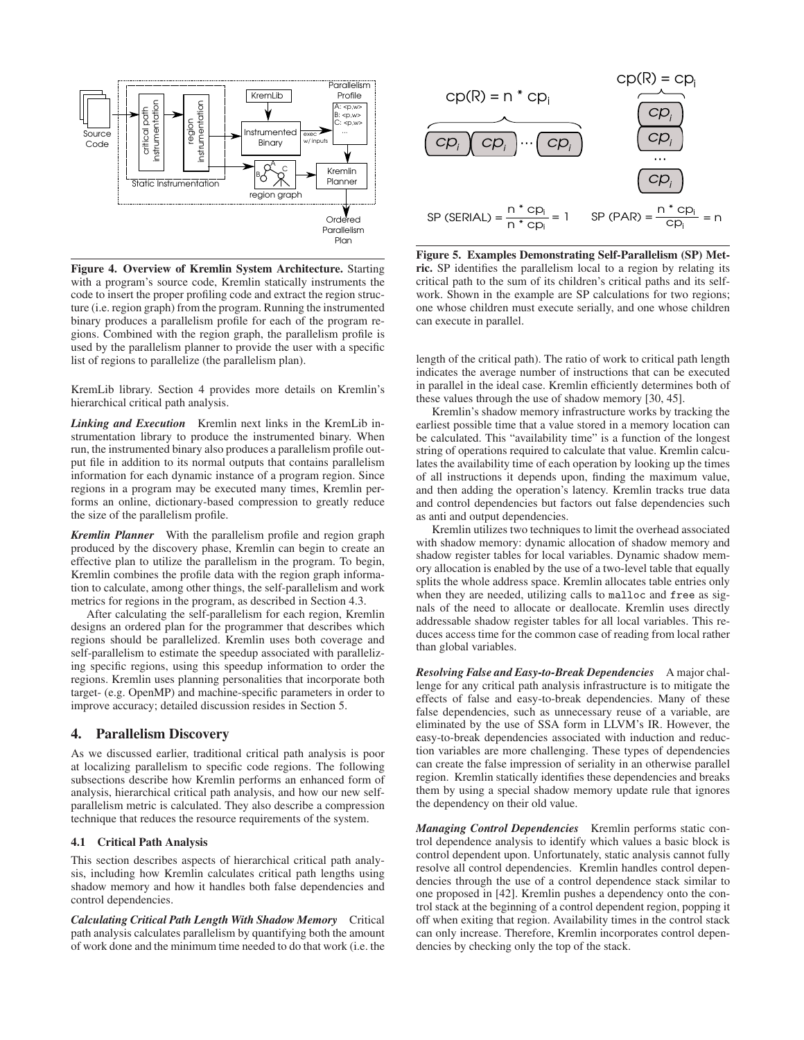**Figure 4. Overview of Kremlin System Architecture.** Starting with a program's source code, Kremlin statically instruments the code to insert the proper profiling code and extract the region structure (i.e. region graph) from the program. Running the instrumented binary produces a parallelism profile for each of the program regions. Combined with the region graph, the parallelism profile is used by the parallelism planner to provide the user with a specific list of regions to parallelize (the parallelism plan).

KremLib library. Section 4 provides more details on Kremlin's hierarchical critical path analysis.

***Linking and Execution*** Kremlin next links in the KremLib instrumentation library to produce the instrumented binary. When run, the instrumented binary also produces a parallelism profile output file in addition to its normal outputs that contains parallelism information for each dynamic instance of a program region. Since regions in a program may be executed many times, Kremlin performs an online, dictionary-based compression to greatly reduce the size of the parallelism profile.

***Kremlin Planner*** With the parallelism profile and region graph produced by the discovery phase, Kremlin can begin to create an effective plan to utilize the parallelism in the program. To begin, Kremlin combines the profile data with the region graph information to calculate, among other things, the self-parallelism and work metrics for regions in the program, as described in Section 4.3.

After calculating the self-parallelism for each region, Kremlin designs an ordered plan for the programmer that describes which regions should be parallelized. Kremlin uses both coverage and self-parallelism to estimate the speedup associated with parallelizing specific regions, using this speedup information to order the regions. Kremlin uses planning personalities that incorporate both target- (e.g. OpenMP) and machine-specific parameters in order to improve accuracy; detailed discussion resides in Section 5.

## 4. Parallelism Discovery

As we discussed earlier, traditional critical path analysis is poor at localizing parallelism to specific code regions. The following subsections describe how Kremlin performs an enhanced form of analysis, hierarchical critical path analysis, and how our new self-parallelism metric is calculated. They also describe a compression technique that reduces the resource requirements of the system.

### 4.1 Critical Path Analysis

This section describes aspects of hierarchical critical path analysis, including how Kremlin calculates critical path lengths using shadow memory and how it handles both false dependencies and control dependencies.

***Calculating Critical Path Length With Shadow Memory*** Critical path analysis calculates parallelism by quantifying both the amount of work done and the minimum time needed to do that work (i.e. the length of the critical path). The ratio of work to critical path length indicates the average number of instructions that can be executed in parallel in the ideal case. Kremlin efficiently determines both of these values through the use of shadow memory [30, 45].

Kremlin's shadow memory infrastructure works by tracking the earliest possible time that a value stored in a memory location can be calculated. This "availability time" is a function of the longest string of operations required to calculate that value. Kremlin calculates the availability time of each operation by looking up the times of all instructions it depends upon, finding the maximum value, and then adding the operation's latency. Kremlin tracks true data and control dependencies but factors out false dependencies such as anti and output dependencies.

Kremlin utilizes two techniques to limit the overhead associated with shadow memory: dynamic allocation of shadow memory and shadow register tables for local variables. Dynamic shadow memory allocation is enabled by the use of a two-level table that equally splits the whole address space. Kremlin allocates table entries only when they are needed, utilizing calls to `malloc` and `free` as signals of the need to allocate or deallocate. Kremlin uses directly addressable shadow register tables for all local variables. This reduces access time for the common case of reading from local rather than global variables.

***Resolving False and Easy-to-Break Dependencies*** A major challenge for any critical path analysis infrastructure is to mitigate the effects of false and easy-to-break dependencies. Many of these false dependencies, such as unnecessary reuse of a variable, are eliminated by the use of SSA form in LLVM's IR. However, the easy-to-break dependencies associated with induction and reduction variables are more challenging. These types of dependencies can create the false impression of seriality in an otherwise parallel region. Kremlin statically identifies these dependencies and breaks them by using a special shadow memory update rule that ignores the dependency on their old value.

***Managing Control Dependencies*** Kremlin performs static control dependence analysis to identify which values a basic block is control dependent upon. Unfortunately, static analysis cannot fully resolve all control dependencies. Kremlin handles control dependencies through the use of a control dependence stack similar to one proposed in [42]. Kremlin pushes a dependency onto the control stack at the beginning of a control dependent region, popping it off when exiting that region. Availability times in the control stack can only increase. Therefore, Kremlin incorporates control dependencies by checking only the top of the stack.

$$cp(R) = n * cp_i \qquad cp(R) = cp_i$$

$$SP\ (SERIAL) = \frac{n * cp_i}{n * cp_i} = 1 \qquad SP\ (PAR) = \frac{n * cp_i}{cp_i} = n$$

**Figure 5. Examples Demonstrating Self-Parallelism (SP) Metric.** SP identifies the parallelism local to a region by relating its critical path to the sum of its children's critical paths and its self-work. Shown in the example are SP calculations for two regions; one whose children must execute serially, and one whose children can execute in parallel.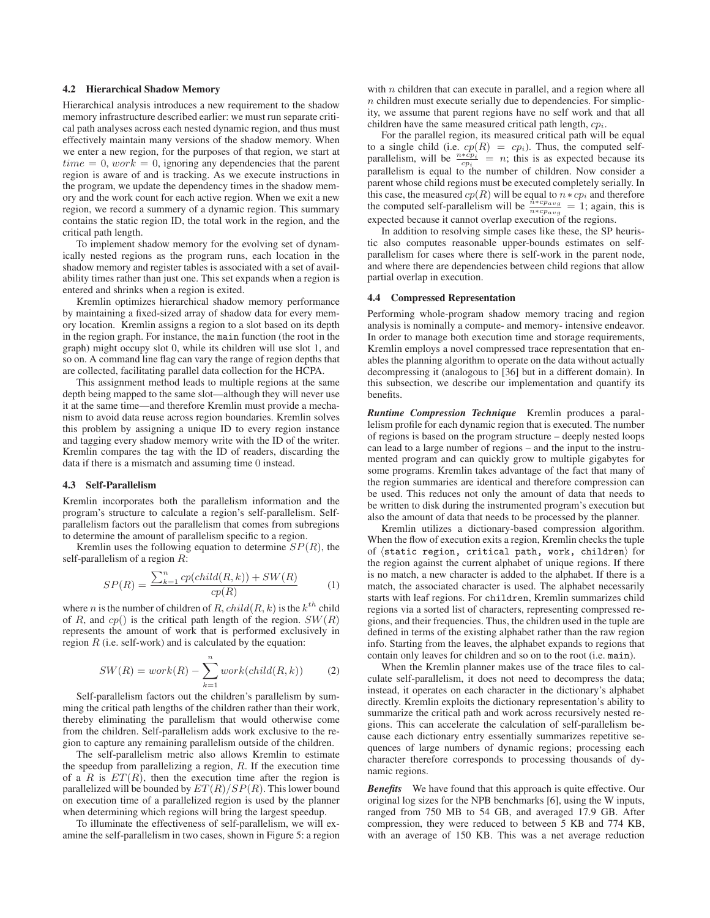### 4.2 Hierarchical Shadow Memory

Hierarchical analysis introduces a new requirement to the shadow memory infrastructure described earlier: we must run separate critical path analyses across each nested dynamic region, and thus must effectively maintain many versions of the shadow memory. When we enter a new region, for the purposes of that region, we start at $time = 0$, $work = 0$, ignoring any dependencies that the parent region is aware of and is tracking. As we execute instructions in the program, we update the dependency times in the shadow memory and the work count for each active region. When we exit a new region, we record a summery of a dynamic region. This summary contains the static region ID, the total work in the region, and the critical path length.

To implement shadow memory for the evolving set of dynamically nested regions as the program runs, each location in the shadow memory and register tables is associated with a set of availability times rather than just one. This set expands when a region is entered and shrinks when a region is exited.

Kremlin optimizes hierarchical shadow memory performance by maintaining a fixed-sized array of shadow data for every memory location. Kremlin assigns a region to a slot based on its depth in the region graph. For instance, the `main` function (the root in the graph) might occupy slot 0, while its children will use slot 1, and so on. A command line flag can vary the range of region depths that are collected, facilitating parallel data collection for the HCPA.

This assignment method leads to multiple regions at the same depth being mapped to the same slot—although they will never use it at the same time—and therefore Kremlin must provide a mechanism to avoid data reuse across region boundaries. Kremlin solves this problem by assigning a unique ID to every region instance and tagging every shadow memory write with the ID of the writer. Kremlin compares the tag with the ID of readers, discarding the data if there is a mismatch and assuming time 0 instead.

### 4.3 Self-Parallelism

Kremlin incorporates both the parallelism information and the program's structure to calculate a region's self-parallelism. Self-parallelism factors out the parallelism that comes from subregions to determine the amount of parallelism specific to a region.

Kremlin uses the following equation to determine $SP(R)$, the self-parallelism of a region $R$:

$$SP(R) = \frac{\sum_{k=1}^{n} cp(child(R,k)) + SW(R)}{cp(R)} \tag{1}$$

where $n$ is the number of children of $R$, $child(R,k)$ is the $k^{th}$ child of $R$, and $cp()$ is the critical path length of the region. $SW(R)$ represents the amount of work that is performed exclusively in region $R$ (i.e. self-work) and is calculated by the equation:

$$SW(R) = work(R) - \sum_{k=1}^{n} work(child(R,k)) \tag{2}$$

Self-parallelism factors out the children's parallelism by summing the critical path lengths of the children rather than their work, thereby eliminating the parallelism that would otherwise come from the children. Self-parallelism adds work exclusive to the region to capture any remaining parallelism outside of the children.

The self-parallelism metric also allows Kremlin to estimate the speedup from parallelizing a region, $R$. If the execution time of a $R$ is $ET(R)$, then the execution time after the region is parallelized will be bounded by $ET(R)/SP(R)$. This lower bound on execution time of a parallelized region is used by the planner when determining which regions will bring the largest speedup.

To illuminate the effectiveness of self-parallelism, we will examine the self-parallelism in two cases, shown in Figure 5: a region with $n$ children that can execute in parallel, and a region where all $n$ children must execute serially due to dependencies. For simplicity, we assume that parent regions have no self work and that all children have the same measured critical path length, $cp_i$.

For the parallel region, its measured critical path will be equal to a single child (i.e. $cp(R) = cp_i$). Thus, the computed self-parallelism, will be $\frac{n*cp_i}{cp_i} = n$; this is as expected because its parallelism is equal to the number of children. Now consider a parent whose child regions must be executed completely serially. In this case, the measured $cp(R)$ will be equal to $n * cp_i$ and therefore the computed self-parallelism will be $\frac{n*cp_{avg}}{n*cp_{avg}} = 1$; again, this is expected because it cannot overlap execution of the regions.

In addition to resolving simple cases like these, the SP heuristic also computes reasonable upper-bounds estimates on self-parallelism for cases where there is self-work in the parent node, and where there are dependencies between child regions that allow partial overlap in execution.

### 4.4 Compressed Representation

Performing whole-program shadow memory tracing and region analysis is nominally a compute- and memory- intensive endeavor. In order to manage both execution time and storage requirements, Kremlin employs a novel compressed trace representation that enables the planning algorithm to operate on the data without actually decompressing it (analogous to [36] but in a different domain). In this subsection, we describe our implementation and quantify its benefits.

***Runtime Compression Technique*** Kremlin produces a parallelism profile for each dynamic region that is executed. The number of regions is based on the program structure – deeply nested loops can lead to a large number of regions – and the input to the instrumented program and can quickly grow to multiple gigabytes for some programs. Kremlin takes advantage of the fact that many of the region summaries are identical and therefore compression can be used. This reduces not only the amount of data that needs to be written to disk during the instrumented program's execution but also the amount of data that needs to be processed by the planner.

Kremlin utilizes a dictionary-based compression algorithm. When the flow of execution exits a region, Kremlin checks the tuple of ⟨`static region, critical path, work, children`⟩ for the region against the current alphabet of unique regions. If there is no match, a new character is added to the alphabet. If there is a match, the associated character is used. The alphabet necessarily starts with leaf regions. For `children`, Kremlin summarizes child regions via a sorted list of characters, representing compressed regions, and their frequencies. Thus, the children used in the tuple are defined in terms of the existing alphabet rather than the raw region info. Starting from the leaves, the alphabet expands to regions that contain only leaves for children and so on to the root (i.e. `main`).

When the Kremlin planner makes use of the trace files to calculate self-parallelism, it does not need to decompress the data; instead, it operates on each character in the dictionary's alphabet directly. Kremlin exploits the dictionary representation's ability to summarize the critical path and work across recursively nested regions. This can accelerate the calculation of self-parallelism because each dictionary entry essentially summarizes repetitive sequences of large numbers of dynamic regions; processing each character therefore corresponds to processing thousands of dynamic regions.

***Benefits*** We have found that this approach is quite effective. Our original log sizes for the NPB benchmarks [6], using the W inputs, ranged from 750 MB to 54 GB, and averaged 17.9 GB. After compression, they were reduced to between 5 KB and 774 KB, with an average of 150 KB. This was a net average reduction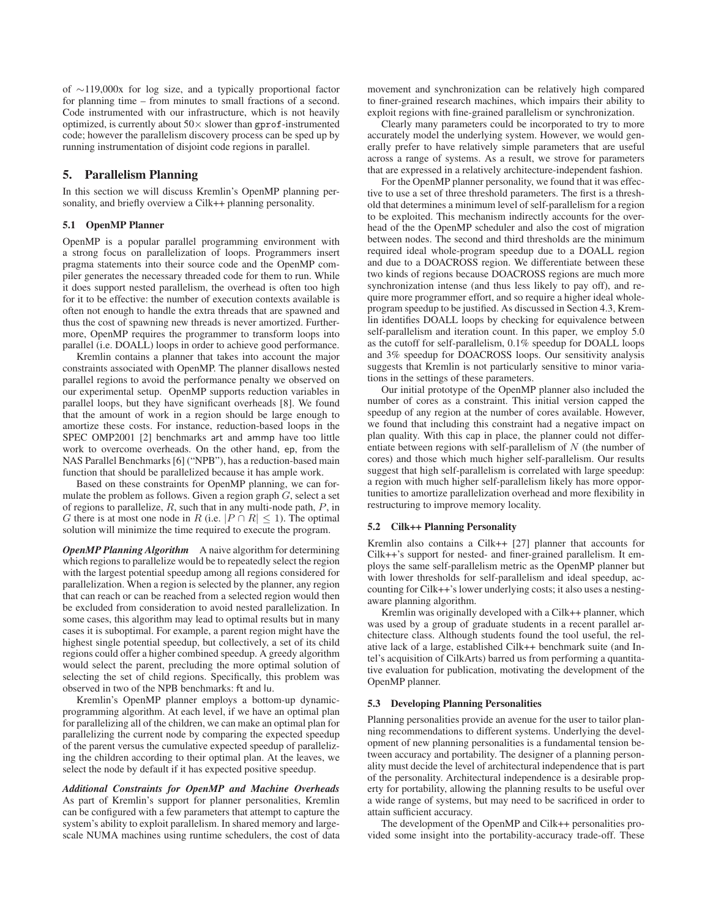of ∼119,000x for log size, and a typically proportional factor for planning time – from minutes to small fractions of a second. Code instrumented with our infrastructure, which is not heavily optimized, is currently about $50\times$ slower than gprof-instrumented code; however the parallelism discovery process can be sped up by running instrumentation of disjoint code regions in parallel.

## 5. Parallelism Planning

In this section we will discuss Kremlin's OpenMP planning personality, and briefly overview a Cilk++ planning personality.

### 5.1 OpenMP Planner

OpenMP is a popular parallel programming environment with a strong focus on parallelization of loops. Programmers insert pragma statements into their source code and the OpenMP compiler generates the necessary threaded code for them to run. While it does support nested parallelism, the overhead is often too high for it to be effective: the number of execution contexts available is often not enough to handle the extra threads that are spawned and thus the cost of spawning new threads is never amortized. Furthermore, OpenMP requires the programmer to transform loops into parallel (i.e. DOALL) loops in order to achieve good performance.

Kremlin contains a planner that takes into account the major constraints associated with OpenMP. The planner disallows nested parallel regions to avoid the performance penalty we observed on our experimental setup. OpenMP supports reduction variables in parallel loops, but they have significant overheads [8]. We found that the amount of work in a region should be large enough to amortize these costs. For instance, reduction-based loops in the SPEC OMP2001 [2] benchmarks art and ammp have too little work to overcome overheads. On the other hand, ep, from the NAS Parallel Benchmarks [6] ("NPB"), has a reduction-based main function that should be parallelized because it has ample work.

Based on these constraints for OpenMP planning, we can formulate the problem as follows. Given a region graph $G$, select a set of regions to parallelize, $R$, such that in any multi-node path, $P$, in $G$ there is at most one node in $R$ (i.e. $|P \cap R| \leq 1$). The optimal solution will minimize the time required to execute the program.

***OpenMP Planning Algorithm*** A naive algorithm for determining which regions to parallelize would be to repeatedly select the region with the largest potential speedup among all regions considered for parallelization. When a region is selected by the planner, any region that can reach or can be reached from a selected region would then be excluded from consideration to avoid nested parallelization. In some cases, this algorithm may lead to optimal results but in many cases it is suboptimal. For example, a parent region might have the highest single potential speedup, but collectively, a set of its child regions could offer a higher combined speedup. A greedy algorithm would select the parent, precluding the more optimal solution of selecting the set of child regions. Specifically, this problem was observed in two of the NPB benchmarks: ft and lu.

Kremlin's OpenMP planner employs a bottom-up dynamic-programming algorithm. At each level, if we have an optimal plan for parallelizing all of the children, we can make an optimal plan for parallelizing the current node by comparing the expected speedup of the parent versus the cumulative expected speedup of parallelizing the children according to their optimal plan. At the leaves, we select the node by default if it has expected positive speedup.

***Additional Constraints for OpenMP and Machine Overheads*** As part of Kremlin's support for planner personalities, Kremlin can be configured with a few parameters that attempt to capture the system's ability to exploit parallelism. In shared memory and large-scale NUMA machines using runtime schedulers, the cost of data movement and synchronization can be relatively high compared to finer-grained research machines, which impairs their ability to exploit regions with fine-grained parallelism or synchronization.

Clearly many parameters could be incorporated to try to more accurately model the underlying system. However, we would generally prefer to have relatively simple parameters that are useful across a range of systems. As a result, we strove for parameters that are expressed in a relatively architecture-independent fashion.

For the OpenMP planner personality, we found that it was effective to use a set of three threshold parameters. The first is a threshold that determines a minimum level of self-parallelism for a region to be exploited. This mechanism indirectly accounts for the overhead of the the OpenMP scheduler and also the cost of migration between nodes. The second and third thresholds are the minimum required ideal whole-program speedup due to a DOALL region and due to a DOACROSS region. We differentiate between these two kinds of regions because DOACROSS regions are much more synchronization intense (and thus less likely to pay off), and require more programmer effort, and so require a higher ideal whole-program speedup to be justified. As discussed in Section 4.3, Kremlin identifies DOALL loops by checking for equivalence between self-parallelism and iteration count. In this paper, we employ 5.0 as the cutoff for self-parallelism, 0.1% speedup for DOALL loops and 3% speedup for DOACROSS loops. Our sensitivity analysis suggests that Kremlin is not particularly sensitive to minor variations in the settings of these parameters.

Our initial prototype of the OpenMP planner also included the number of cores as a constraint. This initial version capped the speedup of any region at the number of cores available. However, we found that including this constraint had a negative impact on plan quality. With this cap in place, the planner could not differentiate between regions with self-parallelism of $N$ (the number of cores) and those which much higher self-parallelism. Our results suggest that high self-parallelism is correlated with large speedup: a region with much higher self-parallelism likely has more opportunities to amortize parallelization overhead and more flexibility in restructuring to improve memory locality.

### 5.2 Cilk++ Planning Personality

Kremlin also contains a Cilk++ [27] planner that accounts for Cilk++'s support for nested- and finer-grained parallelism. It employs the same self-parallelism metric as the OpenMP planner but with lower thresholds for self-parallelism and ideal speedup, accounting for Cilk++'s lower underlying costs; it also uses a nesting-aware planning algorithm.

Kremlin was originally developed with a Cilk++ planner, which was used by a group of graduate students in a recent parallel architecture class. Although students found the tool useful, the relative lack of a large, established Cilk++ benchmark suite (and Intel's acquisition of CilkArts) barred us from performing a quantitative evaluation for publication, motivating the development of the OpenMP planner.

### 5.3 Developing Planning Personalities

Planning personalities provide an avenue for the user to tailor planning recommendations to different systems. Underlying the development of new planning personalities is a fundamental tension between accuracy and portability. The designer of a planning personality must decide the level of architectural independence that is part of the personality. Architectural independence is a desirable property for portability, allowing the planning results to be useful over a wide range of systems, but may need to be sacrificed in order to attain sufficient accuracy.

The development of the OpenMP and Cilk++ personalities provided some insight into the portability-accuracy trade-off. These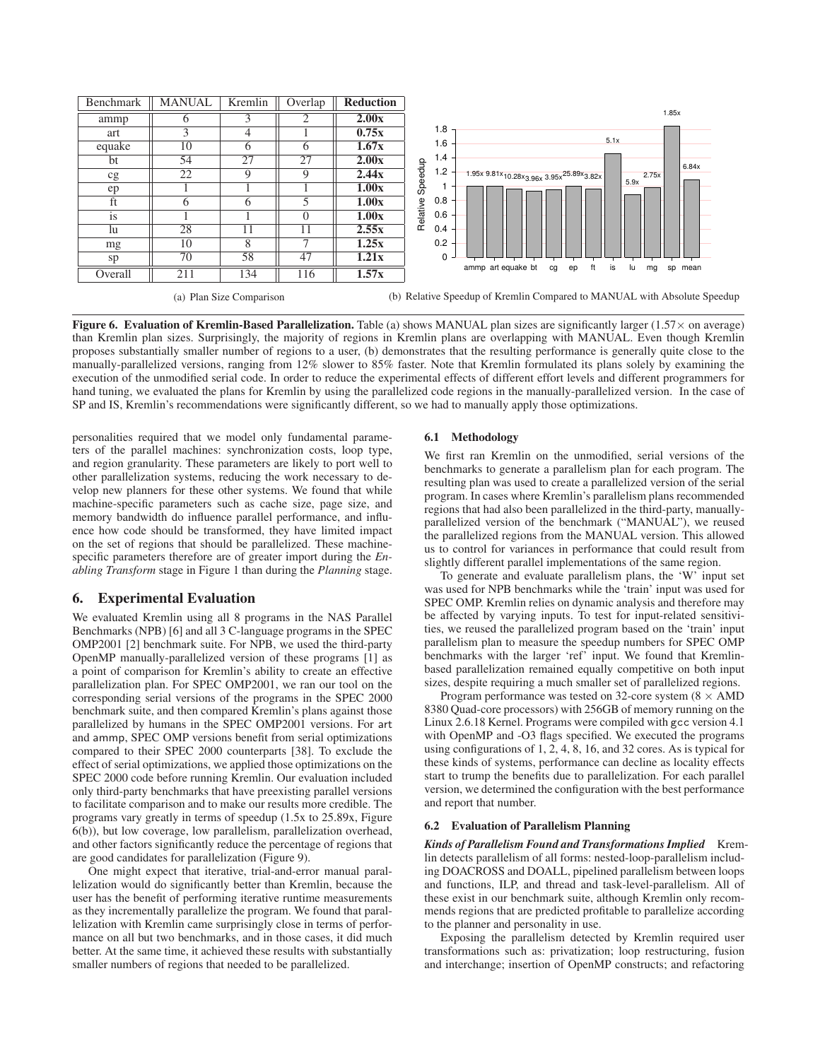| Benchmark | MANUAL | Kremlin | Overlap | **Reduction** |
|---|---|---|---|---|
| ammp | 6 | 3 | 2 | **2.00x** |
| art | 3 | 4 | 1 | **0.75x** |
| equake | 10 | 6 | 6 | **1.67x** |
| bt | 54 | 27 | 27 | **2.00x** |
| cg | 22 | 9 | 9 | **2.44x** |
| ep | 1 | 1 | 1 | **1.00x** |
| ft | 6 | 6 | 5 | **1.00x** |
| is | 1 | 1 | 0 | **1.00x** |
| lu | 28 | 11 | 11 | **2.55x** |
| mg | 10 | 8 | 7 | **1.25x** |
| sp | 70 | 58 | 47 | **1.21x** |
| Overall | 211 | 134 | 116 | **1.57x** |

(a) Plan Size Comparison

(b) Relative Speedup of Kremlin Compared to MANUAL with Absolute Speedup

**Figure 6. Evaluation of Kremlin-Based Parallelization.** Table (a) shows MANUAL plan sizes are significantly larger (1.57× on average) than Kremlin plan sizes. Surprisingly, the majority of regions in Kremlin plans are overlapping with MANUAL. Even though Kremlin proposes substantially smaller number of regions to a user, (b) demonstrates that the resulting performance is generally quite close to the manually-parallelized versions, ranging from 12% slower to 85% faster. Note that Kremlin formulated its plans solely by examining the execution of the unmodified serial code. In order to reduce the experimental effects of different effort levels and different programmers for hand tuning, we evaluated the plans for Kremlin by using the parallelized code regions in the manually-parallelized version. In the case of SP and IS, Kremlin's recommendations were significantly different, so we had to manually apply those optimizations.

personalities required that we model only fundamental parameters of the parallel machines: synchronization costs, loop type, and region granularity. These parameters are likely to port well to other parallelization systems, reducing the work necessary to develop new planners for these other systems. We found that while machine-specific parameters such as cache size, page size, and memory bandwidth do influence parallel performance, and influence how code should be transformed, they have limited impact on the set of regions that should be parallelized. These machine-specific parameters therefore are of greater import during the *Enabling Transform* stage in Figure 1 than during the *Planning* stage.

## 6. Experimental Evaluation

We evaluated Kremlin using all 8 programs in the NAS Parallel Benchmarks (NPB) [6] and all 3 C-language programs in the SPEC OMP2001 [2] benchmark suite. For NPB, we used the third-party OpenMP manually-parallelized version of these programs [1] as a point of comparison for Kremlin's ability to create an effective parallelization plan. For SPEC OMP2001, we ran our tool on the corresponding serial versions of the programs in the SPEC 2000 benchmark suite, and then compared Kremlin's plans against those parallelized by humans in the SPEC OMP2001 versions. For art and ammp, SPEC OMP versions benefit from serial optimizations compared to their SPEC 2000 counterparts [38]. To exclude the effect of serial optimizations, we applied those optimizations on the SPEC 2000 code before running Kremlin. Our evaluation included only third-party benchmarks that have preexisting parallel versions to facilitate comparison and to make our results more credible. The programs vary greatly in terms of speedup (1.5x to 25.89x, Figure 6(b)), but low coverage, low parallelism, parallelization overhead, and other factors significantly reduce the percentage of regions that are good candidates for parallelization (Figure 9).

One might expect that iterative, trial-and-error manual parallelization would do significantly better than Kremlin, because the user has the benefit of performing iterative runtime measurements as they incrementally parallelize the program. We found that parallelization with Kremlin came surprisingly close in terms of performance on all but two benchmarks, and in those cases, it did much better. At the same time, it achieved these results with substantially smaller numbers of regions that needed to be parallelized.

### 6.1 Methodology

We first ran Kremlin on the unmodified, serial versions of the benchmarks to generate a parallelism plan for each program. The resulting plan was used to create a parallelized version of the serial program. In cases where Kremlin's parallelism plans recommended regions that had also been parallelized in the third-party, manually-parallelized version of the benchmark ("MANUAL"), we reused the parallelized regions from the MANUAL version. This allowed us to control for variances in performance that could result from slightly different parallel implementations of the same region.

To generate and evaluate parallelism plans, the 'W' input set was used for NPB benchmarks while the 'train' input was used for SPEC OMP. Kremlin relies on dynamic analysis and therefore may be affected by varying inputs. To test for input-related sensitivities, we reused the parallelized program based on the 'train' input parallelism plan to measure the speedup numbers for SPEC OMP benchmarks with the larger 'ref' input. We found that Kremlin-based parallelization remained equally competitive on both input sizes, despite requiring a much smaller set of parallelized regions.

Program performance was tested on 32-core system (8 × AMD 8380 Quad-core processors) with 256GB of memory running on the Linux 2.6.18 Kernel. Programs were compiled with gcc version 4.1 with OpenMP and -O3 flags specified. We executed the programs using configurations of 1, 2, 4, 8, 16, and 32 cores. As is typical for these kinds of systems, performance can decline as locality effects start to trump the benefits due to parallelization. For each parallel version, we determined the configuration with the best performance and report that number.

### 6.2 Evaluation of Parallelism Planning

***Kinds of Parallelism Found and Transformations Implied*** Kremlin detects parallelism of all forms: nested-loop-parallelism including DOACROSS and DOALL, pipelined parallelism between loops and functions, ILP, and thread and task-level-parallelism. All of these exist in our benchmark suite, although Kremlin only recommends regions that are predicted profitable to parallelize according to the planner and personality in use.

Exposing the parallelism detected by Kremlin required user transformations such as: privatization; loop restructuring, fusion and interchange; insertion of OpenMP constructs; and refactoring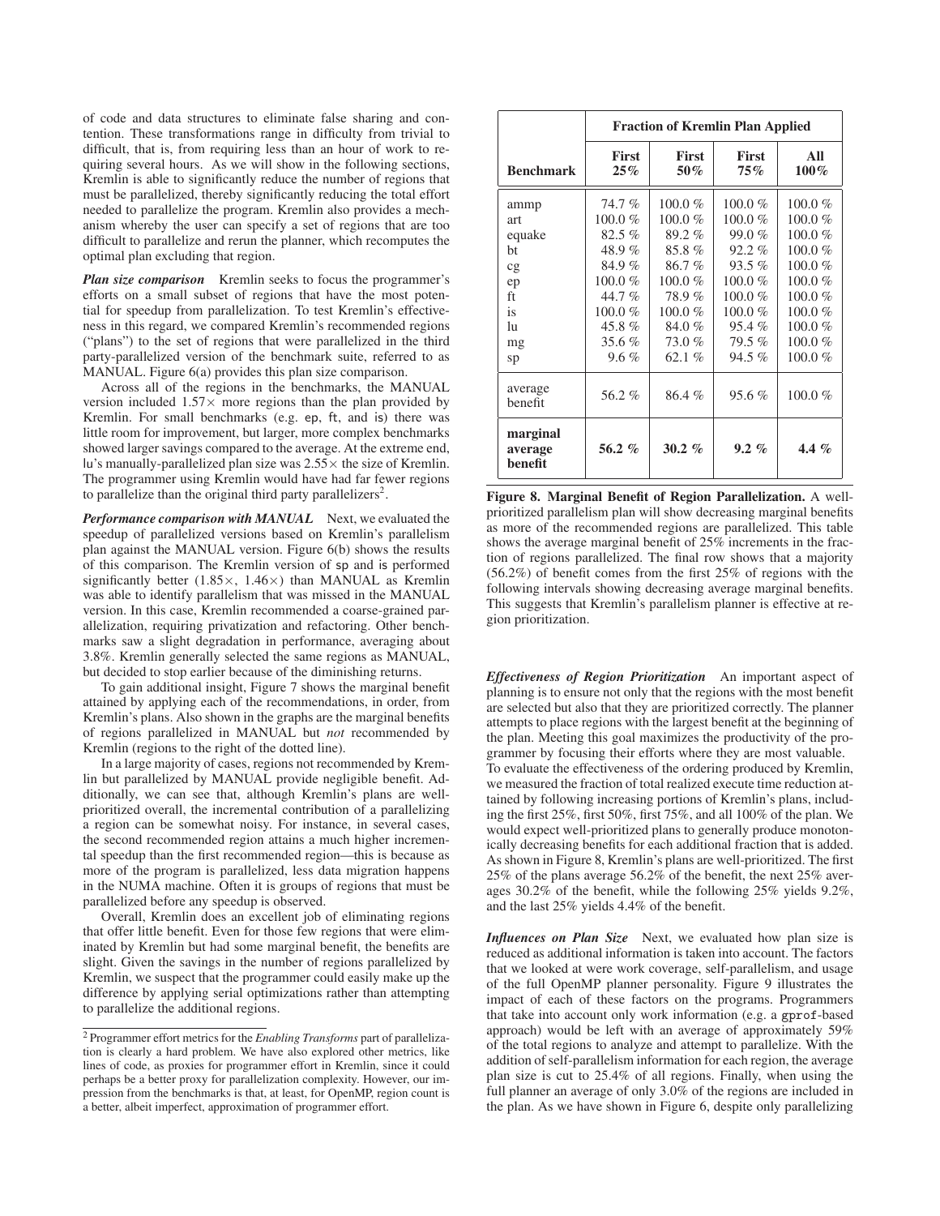of code and data structures to eliminate false sharing and contention. These transformations range in difficulty from trivial to difficult, that is, from requiring less than an hour of work to requiring several hours. As we will show in the following sections, Kremlin is able to significantly reduce the number of regions that must be parallelized, thereby significantly reducing the total effort needed to parallelize the program. Kremlin also provides a mechanism whereby the user can specify a set of regions that are too difficult to parallelize and rerun the planner, which recomputes the optimal plan excluding that region.

***Plan size comparison*** Kremlin seeks to focus the programmer's efforts on a small subset of regions that have the most potential for speedup from parallelization. To test Kremlin's effectiveness in this regard, we compared Kremlin's recommended regions ("plans") to the set of regions that were parallelized in the third party-parallelized version of the benchmark suite, referred to as MANUAL. Figure 6(a) provides this plan size comparison.

Across all of the regions in the benchmarks, the MANUAL version included 1.57× more regions than the plan provided by Kremlin. For small benchmarks (e.g. ep, ft, and is) there was little room for improvement, but larger, more complex benchmarks showed larger savings compared to the average. At the extreme end, lu's manually-parallelized plan size was 2.55× the size of Kremlin. The programmer using Kremlin would have had far fewer regions to parallelize than the original third party parallelizers[2].

***Performance comparison with MANUAL*** Next, we evaluated the speedup of parallelized versions based on Kremlin's parallelism plan against the MANUAL version. Figure 6(b) shows the results of this comparison. The Kremlin version of sp and is performed significantly better (1.85×, 1.46×) than MANUAL as Kremlin was able to identify parallelism that was missed in the MANUAL version. In this case, Kremlin recommended a coarse-grained parallelization, requiring privatization and refactoring. Other benchmarks saw a slight degradation in performance, averaging about 3.8%. Kremlin generally selected the same regions as MANUAL, but decided to stop earlier because of the diminishing returns.

To gain additional insight, Figure 7 shows the marginal benefit attained by applying each of the recommendations, in order, from Kremlin's plans. Also shown in the graphs are the marginal benefits of regions parallelized in MANUAL but *not* recommended by Kremlin (regions to the right of the dotted line).

In a large majority of cases, regions not recommended by Kremlin but parallelized by MANUAL provide negligible benefit. Additionally, we can see that, although Kremlin's plans are well-prioritized overall, the incremental contribution of a parallelizing a region can be somewhat noisy. For instance, in several cases, the second recommended region attains a much higher incremental speedup than the first recommended region—this is because as more of the program is parallelized, less data migration happens in the NUMA machine. Often it is groups of regions that must be parallelized before any speedup is observed.

Overall, Kremlin does an excellent job of eliminating regions that offer little benefit. Even for those few regions that were eliminated by Kremlin but had some marginal benefit, the benefits are slight. Given the savings in the number of regions parallelized by Kremlin, we suspect that the programmer could easily make up the difference by applying serial optimizations rather than attempting to parallelize the additional regions.

[2] Programmer effort metrics for the *Enabling Transforms* part of parallelization is clearly a hard problem. We have also explored other metrics, like lines of code, as proxies for programmer effort in Kremlin, since it could perhaps be a better proxy for parallelization complexity. However, our impression from the benchmarks is that, at least, for OpenMP, region count is a better, albeit imperfect, approximation of programmer effort.

| | **Fraction of Kremlin Plan Applied** | | | |
|---|---|---|---|---|
| **Benchmark** | **First 25%** | **First 50%** | **First 75%** | **All 100%** |
| ammp | 74.7 % | 100.0 % | 100.0 % | 100.0 % |
| art | 100.0 % | 100.0 % | 100.0 % | 100.0 % |
| equake | 82.5 % | 89.2 % | 99.0 % | 100.0 % |
| bt | 48.9 % | 85.8 % | 92.2 % | 100.0 % |
| cg | 84.9 % | 86.7 % | 93.5 % | 100.0 % |
| ep | 100.0 % | 100.0 % | 100.0 % | 100.0 % |
| ft | 44.7 % | 78.9 % | 100.0 % | 100.0 % |
| is | 100.0 % | 100.0 % | 100.0 % | 100.0 % |
| lu | 45.8 % | 84.0 % | 95.4 % | 100.0 % |
| mg | 35.6 % | 73.0 % | 79.5 % | 100.0 % |
| sp | 9.6 % | 62.1 % | 94.5 % | 100.0 % |
| average benefit | 56.2 % | 86.4 % | 95.6 % | 100.0 % |
| **marginal average benefit** | **56.2 %** | **30.2 %** | **9.2 %** | **4.4 %** |

**Figure 8. Marginal Benefit of Region Parallelization.** A well-prioritized parallelism plan will show decreasing marginal benefits as more of the recommended regions are parallelized. This table shows the average marginal benefit of 25% increments in the fraction of regions parallelized. The final row shows that a majority (56.2%) of benefit comes from the first 25% of regions with the following intervals showing decreasing average marginal benefits. This suggests that Kremlin's parallelism planner is effective at region prioritization.

***Effectiveness of Region Prioritization*** An important aspect of planning is to ensure not only that the regions with the most benefit are selected but also that they are prioritized correctly. The planner attempts to place regions with the largest benefit at the beginning of the plan. Meeting this goal maximizes the productivity of the programmer by focusing their efforts where they are most valuable.
To evaluate the effectiveness of the ordering produced by Kremlin, we measured the fraction of total realized execute time reduction attained by following increasing portions of Kremlin's plans, including the first 25%, first 50%, first 75%, and all 100% of the plan. We would expect well-prioritized plans to generally produce monotonically decreasing benefits for each additional fraction that is added. As shown in Figure 8, Kremlin's plans are well-prioritized. The first 25% of the plans average 56.2% of the benefit, the next 25% averages 30.2% of the benefit, while the following 25% yields 9.2%, and the last 25% yields 4.4% of the benefit.

***Influences on Plan Size*** Next, we evaluated how plan size is reduced as additional information is taken into account. The factors that we looked at were work coverage, self-parallelism, and usage of the full OpenMP planner personality. Figure 9 illustrates the impact of each of these factors on the programs. Programmers that take into account only work information (e.g. a gprof-based approach) would be left with an average of approximately 59% of the total regions to analyze and attempt to parallelize. With the addition of self-parallelism information for each region, the average plan size is cut to 25.4% of all regions. Finally, when using the full planner an average of only 3.0% of the regions are included in the plan. As we have shown in Figure 6, despite only parallelizing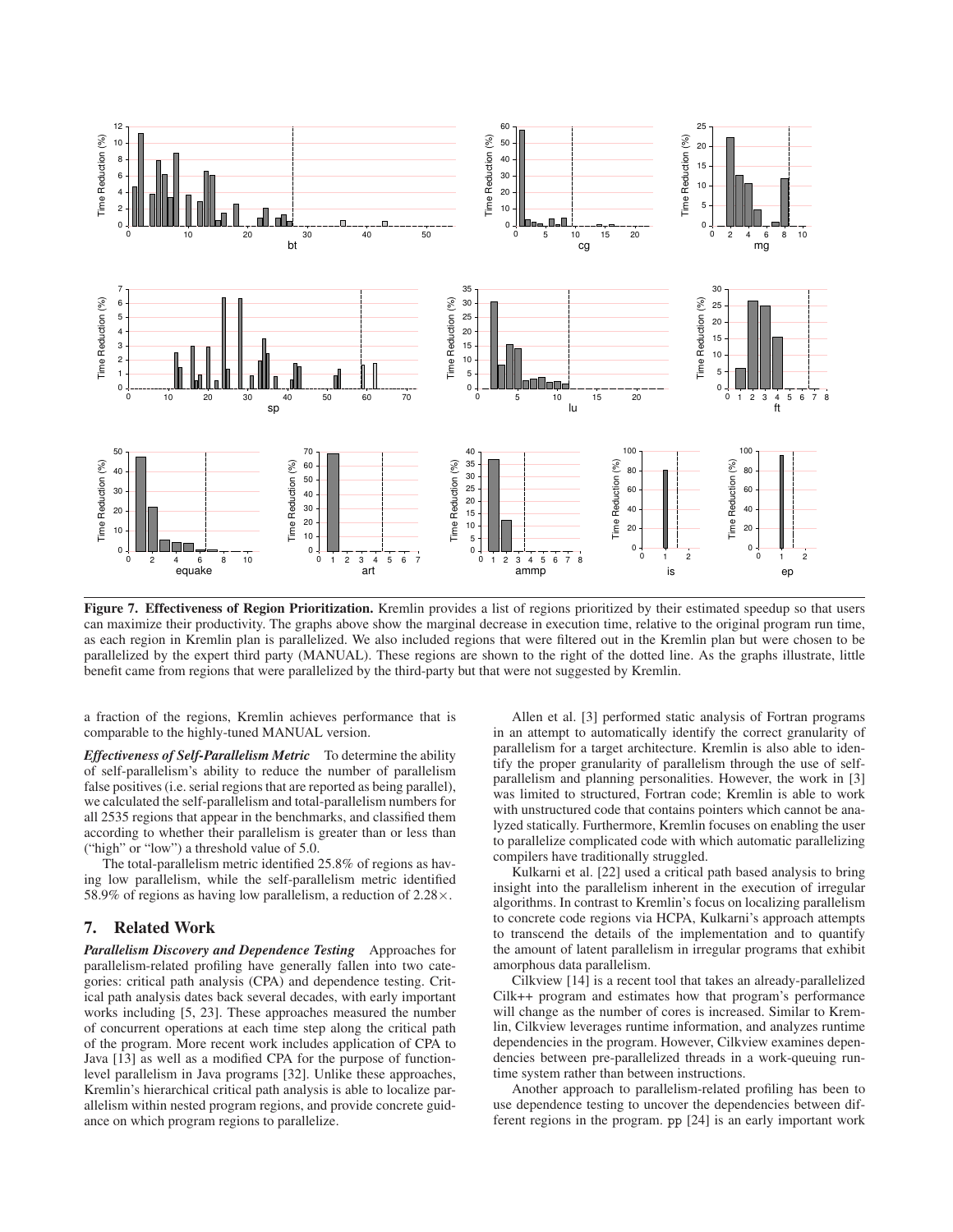**Figure 7. Effectiveness of Region Prioritization.** Kremlin provides a list of regions prioritized by their estimated speedup so that users can maximize their productivity. The graphs above show the marginal decrease in execution time, relative to the original program run time, as each region in Kremlin plan is parallelized. We also included regions that were filtered out in the Kremlin plan but were chosen to be parallelized by the expert third party (MANUAL). These regions are shown to the right of the dotted line. As the graphs illustrate, little benefit came from regions that were parallelized by the third-party but that were not suggested by Kremlin.

a fraction of the regions, Kremlin achieves performance that is comparable to the highly-tuned MANUAL version.

***Effectiveness of Self-Parallelism Metric*** To determine the ability of self-parallelism's ability to reduce the number of parallelism false positives (i.e. serial regions that are reported as being parallel), we calculated the self-parallelism and total-parallelism numbers for all 2535 regions that appear in the benchmarks, and classified them according to whether their parallelism is greater than or less than ("high" or "low") a threshold value of 5.0.

The total-parallelism metric identified 25.8% of regions as having low parallelism, while the self-parallelism metric identified 58.9% of regions as having low parallelism, a reduction of 2.28×.

## 7. Related Work

***Parallelism Discovery and Dependence Testing*** Approaches for parallelism-related profiling have generally fallen into two categories: critical path analysis (CPA) and dependence testing. Critical path analysis dates back several decades, with early important works including [5, 23]. These approaches measured the number of concurrent operations at each time step along the critical path of the program. More recent work includes application of CPA to Java [13] as well as a modified CPA for the purpose of function-level parallelism in Java programs [32]. Unlike these approaches, Kremlin's hierarchical critical path analysis is able to localize parallelism within nested program regions, and provide concrete guidance on which program regions to parallelize.

Allen et al. [3] performed static analysis of Fortran programs in an attempt to automatically identify the correct granularity of parallelism for a target architecture. Kremlin is also able to identify the proper granularity of parallelism through the use of self-parallelism and planning personalities. However, the work in [3] was limited to structured, Fortran code; Kremlin is able to work with unstructured code that contains pointers which cannot be analyzed statically. Furthermore, Kremlin focuses on enabling the user to parallelize complicated code with which automatic parallelizing compilers have traditionally struggled.

Kulkarni et al. [22] used a critical path based analysis to bring insight into the parallelism inherent in the execution of irregular algorithms. In contrast to Kremlin's focus on localizing parallelism to concrete code regions via HCPA, Kulkarni's approach attempts to transcend the details of the implementation and to quantify the amount of latent parallelism in irregular programs that exhibit amorphous data parallelism.

Cilkview [14] is a recent tool that takes an already-parallelized Cilk++ program and estimates how that program's performance will change as the number of cores is increased. Similar to Kremlin, Cilkview leverages runtime information, and analyzes runtime dependencies in the program. However, Cilkview examines dependencies between pre-parallelized threads in a work-queuing runtime system rather than between instructions.

Another approach to parallelism-related profiling has been to use dependence testing to uncover the dependencies between different regions in the program. pp [24] is an early important work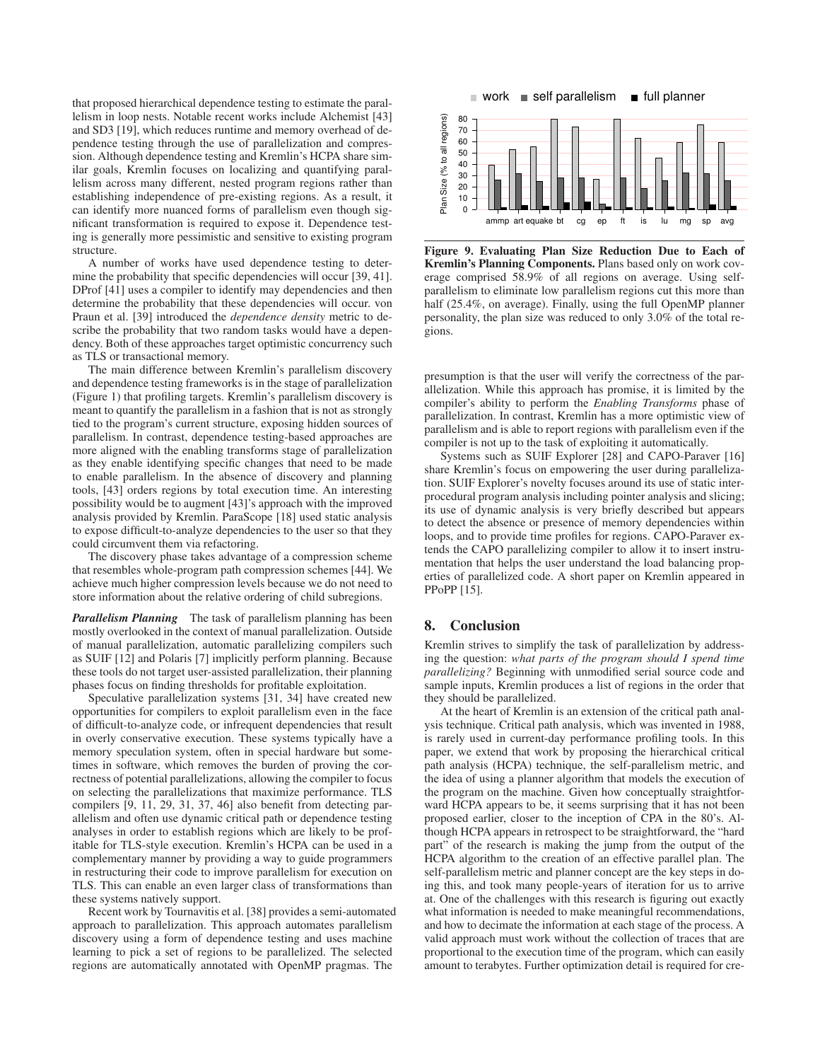that proposed hierarchical dependence testing to estimate the parallelism in loop nests. Notable recent works include Alchemist [43] and SD3 [19], which reduces runtime and memory overhead of dependence testing through the use of parallelization and compression. Although dependence testing and Kremlin's HCPA share similar goals, Kremlin focuses on localizing and quantifying parallelism across many different, nested program regions rather than establishing independence of pre-existing regions. As a result, it can identify more nuanced forms of parallelism even though significant transformation is required to expose it. Dependence testing is generally more pessimistic and sensitive to existing program structure.

A number of works have used dependence testing to determine the probability that specific dependencies will occur [39, 41]. DProf [41] uses a compiler to identify may dependencies and then determine the probability that these dependencies will occur. von Praun et al. [39] introduced the *dependence density* metric to describe the probability that two random tasks would have a dependency. Both of these approaches target optimistic concurrency such as TLS or transactional memory.

The main difference between Kremlin's parallelism discovery and dependence testing frameworks is in the stage of parallelization (Figure 1) that profiling targets. Kremlin's parallelism discovery is meant to quantify the parallelism in a fashion that is not as strongly tied to the program's current structure, exposing hidden sources of parallelism. In contrast, dependence testing-based approaches are more aligned with the enabling transforms stage of parallelization as they enable identifying specific changes that need to be made to enable parallelism. In the absence of discovery and planning tools, [43] orders regions by total execution time. An interesting possibility would be to augment [43]'s approach with the improved analysis provided by Kremlin. ParaScope [18] used static analysis to expose difficult-to-analyze dependencies to the user so that they could circumvent them via refactoring.

The discovery phase takes advantage of a compression scheme that resembles whole-program path compression schemes [44]. We achieve much higher compression levels because we do not need to store information about the relative ordering of child subregions.

***Parallelism Planning*** The task of parallelism planning has been mostly overlooked in the context of manual parallelization. Outside of manual parallelization, automatic parallelizing compilers such as SUIF [12] and Polaris [7] implicitly perform planning. Because these tools do not target user-assisted parallelization, their planning phases focus on finding thresholds for profitable exploitation.

Speculative parallelization systems [31, 34] have created new opportunities for compilers to exploit parallelism even in the face of difficult-to-analyze code, or infrequent dependencies that result in overly conservative execution. These systems typically have a memory speculation system, often in special hardware but sometimes in software, which removes the burden of proving the correctness of potential parallelizations, allowing the compiler to focus on selecting the parallelizations that maximize performance. TLS compilers [9, 11, 29, 31, 37, 46] also benefit from detecting parallelism and often use dynamic critical path or dependence testing analyses in order to establish regions which are likely to be profitable for TLS-style execution. Kremlin's HCPA can be used in a complementary manner by providing a way to guide programmers in restructuring their code to improve parallelism for execution on TLS. This can enable an even larger class of transformations than these systems natively support.

Recent work by Tournavitis et al. [38] provides a semi-automated approach to parallelization. This approach automates parallelism discovery using a form of dependence testing and uses machine learning to pick a set of regions to be parallelized. The selected regions are automatically annotated with OpenMP pragmas. The presumption is that the user will verify the correctness of the parallelization. While this approach has promise, it is limited by the compiler's ability to perform the *Enabling Transforms* phase of parallelization. In contrast, Kremlin has a more optimistic view of parallelism and is able to report regions with parallelism even if the compiler is not up to the task of exploiting it automatically.

Systems such as SUIF Explorer [28] and CAPO-Paraver [16] share Kremlin's focus on empowering the user during parallelization. SUIF Explorer's novelty focuses around its use of static interprocedural program analysis including pointer analysis and slicing; its use of dynamic analysis is very briefly described but appears to detect the absence or presence of memory dependencies within loops, and to provide time profiles for regions. CAPO-Paraver extends the CAPO parallelizing compiler to allow it to insert instrumentation that helps the user understand the load balancing properties of parallelized code. A short paper on Kremlin appeared in PPoPP [15].

**Figure 9. Evaluating Plan Size Reduction Due to Each of Kremlin's Planning Components.** Plans based only on work coverage comprised 58.9% of all regions on average. Using self-parallelism to eliminate low parallelism regions cut this more than half (25.4%, on average). Finally, using the full OpenMP planner personality, the plan size was reduced to only 3.0% of the total regions.

## 8. Conclusion

Kremlin strives to simplify the task of parallelization by addressing the question: *what parts of the program should I spend time parallelizing?* Beginning with unmodified serial source code and sample inputs, Kremlin produces a list of regions in the order that they should be parallelized.

At the heart of Kremlin is an extension of the critical path analysis technique. Critical path analysis, which was invented in 1988, is rarely used in current-day performance profiling tools. In this paper, we extend that work by proposing the hierarchical critical path analysis (HCPA) technique, the self-parallelism metric, and the idea of using a planner algorithm that models the execution of the program on the machine. Given how conceptually straightforward HCPA appears to be, it seems surprising that it has not been proposed earlier, closer to the inception of CPA in the 80's. Although HCPA appears in retrospect to be straightforward, the "hard part" of the research is making the jump from the output of the HCPA algorithm to the creation of an effective parallel plan. The self-parallelism metric and planner concept are the key steps in doing this, and took many people-years of iteration for us to arrive at. One of the challenges with this research is figuring out exactly what information is needed to make meaningful recommendations, and how to decimate the information at each stage of the process. A valid approach must work without the collection of traces that are proportional to the execution time of the program, which can easily amount to terabytes. Further optimization detail is required for cre-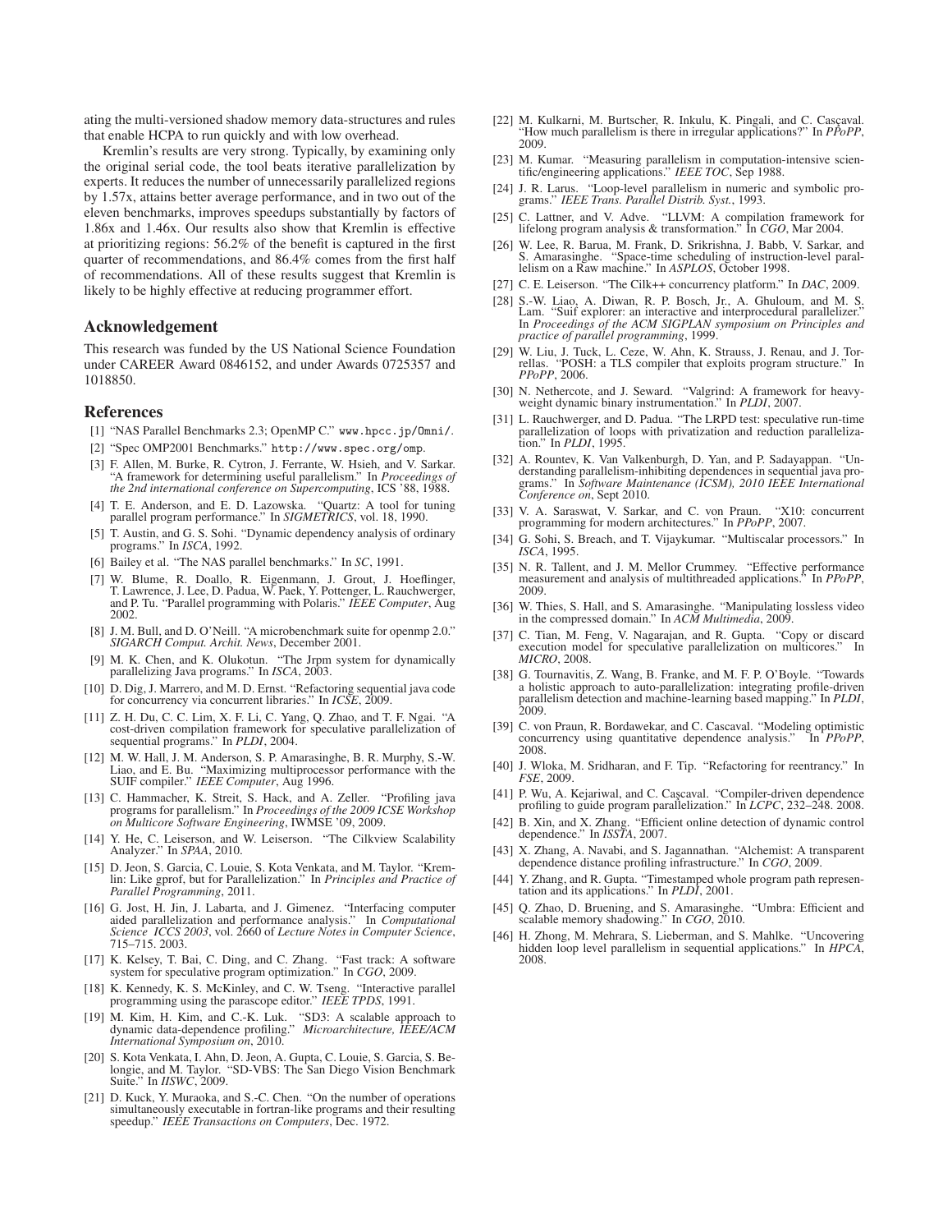ating the multi-versioned shadow memory data-structures and rules that enable HCPA to run quickly and with low overhead.

Kremlin's results are very strong. Typically, by examining only the original serial code, the tool beats iterative parallelization by experts. It reduces the number of unnecessarily parallelized regions by 1.57x, attains better average performance, and in two out of the eleven benchmarks, improves speedups substantially by factors of 1.86x and 1.46x. Our results also show that Kremlin is effective at prioritizing regions: 56.2% of the benefit is captured in the first quarter of recommendations, and 86.4% comes from the first half of recommendations. All of these results suggest that Kremlin is likely to be highly effective at reducing programmer effort.

## Acknowledgement

This research was funded by the US National Science Foundation under CAREER Award 0846152, and under Awards 0725357 and 1018850.

## References

[1] "NAS Parallel Benchmarks 2.3; OpenMP C." www.hpcc.jp/Omni/.

[2] "Spec OMP2001 Benchmarks." http://www.spec.org/omp.

[3] F. Allen, M. Burke, R. Cytron, J. Ferrante, W. Hsieh, and V. Sarkar. "A framework for determining useful parallelism." In *Proceedings of the 2nd international conference on Supercomputing*, ICS '88, 1988.

[4] T. E. Anderson, and E. D. Lazowska. "Quartz: A tool for tuning parallel program performance." In *SIGMETRICS*, vol. 18, 1990.

[5] T. Austin, and G. S. Sohi. "Dynamic dependency analysis of ordinary programs." In *ISCA*, 1992.

[6] Bailey et al. "The NAS parallel benchmarks." In *SC*, 1991.

[7] W. Blume, R. Doallo, R. Eigenmann, J. Grout, J. Hoeflinger, T. Lawrence, J. Lee, D. Padua, W. Paek, Y. Pottenger, L. Rauchwerger, and P. Tu. "Parallel programming with Polaris." *IEEE Computer*, Aug 2002.

[8] J. M. Bull, and D. O'Neill. "A microbenchmark suite for openmp 2.0." *SIGARCH Comput. Archit. News*, December 2001.

[9] M. K. Chen, and K. Olukotun. "The Jrpm system for dynamically parallelizing Java programs." In *ISCA*, 2003.

[10] D. Dig, J. Marrero, and M. D. Ernst. "Refactoring sequential java code for concurrency via concurrent libraries." In *ICSE*, 2009.

[11] Z. H. Du, C. C. Lim, X. F. Li, C. Yang, Q. Zhao, and T. F. Ngai. "A cost-driven compilation framework for speculative parallelization of sequential programs." In *PLDI*, 2004.

[12] M. W. Hall, J. M. Anderson, S. P. Amarasinghe, B. R. Murphy, S.-W. Liao, and E. Bu. "Maximizing multiprocessor performance with the SUIF compiler." *IEEE Computer*, Aug 1996.

[13] C. Hammacher, K. Streit, S. Hack, and A. Zeller. "Profiling java programs for parallelism." In *Proceedings of the 2009 ICSE Workshop on Multicore Software Engineering*, IWMSE '09, 2009.

[14] Y. He, C. Leiserson, and W. Leiserson. "The Cilkview Scalability Analyzer." In *SPAA*, 2010.

[15] D. Jeon, S. Garcia, C. Louie, S. Kota Venkata, and M. Taylor. "Kremlin: Like gprof, but for Parallelization." In *Principles and Practice of Parallel Programming*, 2011.

[16] G. Jost, H. Jin, J. Labarta, and J. Gimenez. "Interfacing computer aided parallelization and performance analysis." In *Computational Science ICCS 2003*, vol. 2660 of *Lecture Notes in Computer Science*, 715–715. 2003.

[17] K. Kelsey, T. Bai, C. Ding, and C. Zhang. "Fast track: A software system for speculative program optimization." In *CGO*, 2009.

[18] K. Kennedy, K. S. McKinley, and C. W. Tseng. "Interactive parallel programming using the parascope editor." *IEEE TPDS*, 1991.

[19] M. Kim, H. Kim, and C.-K. Luk. "SD3: A scalable approach to dynamic data-dependence profiling." *Microarchitecture, IEEE/ACM International Symposium on*, 2010.

[20] S. Kota Venkata, I. Ahn, D. Jeon, A. Gupta, C. Louie, S. Garcia, S. Belongie, and M. Taylor. "SD-VBS: The San Diego Vision Benchmark Suite." In *IISWC*, 2009.

[21] D. Kuck, Y. Muraoka, and S.-C. Chen. "On the number of operations simultaneously executable in fortran-like programs and their resulting speedup." *IEEE Transactions on Computers*, Dec. 1972.

[22] M. Kulkarni, M. Burtscher, R. Inkulu, K. Pingali, and C. Caşcaval. "How much parallelism is there in irregular applications?" In *PPoPP*, 2009.

[23] M. Kumar. "Measuring parallelism in computation-intensive scientific/engineering applications." *IEEE TOC*, Sep 1988.

[24] J. R. Larus. "Loop-level parallelism in numeric and symbolic programs." *IEEE Trans. Parallel Distrib. Syst.*, 1993.

[25] C. Lattner, and V. Adve. "LLVM: A compilation framework for lifelong program analysis & transformation." In *CGO*, Mar 2004.

[26] W. Lee, R. Barua, M. Frank, D. Srikrishna, J. Babb, V. Sarkar, and S. Amarasinghe. "Space-time scheduling of instruction-level parallelism on a Raw machine." In *ASPLOS*, October 1998.

[27] C. E. Leiserson. "The Cilk++ concurrency platform." In *DAC*, 2009.

[28] S.-W. Liao, A. Diwan, R. P. Bosch, Jr., A. Ghuloum, and M. S. Lam. "Suif explorer: an interactive and interprocedural parallelizer." In *Proceedings of the ACM SIGPLAN symposium on Principles and practice of parallel programming*, 1999.

[29] W. Liu, J. Tuck, L. Ceze, W. Ahn, K. Strauss, J. Renau, and J. Torrellas. "POSH: a TLS compiler that exploits program structure." In *PPoPP*, 2006.

[30] N. Nethercote, and J. Seward. "Valgrind: A framework for heavyweight dynamic binary instrumentation." In *PLDI*, 2007.

[31] L. Rauchwerger, and D. Padua. "The LRPD test: speculative run-time parallelization of loops with privatization and reduction parallelization." In *PLDI*, 1995.

[32] A. Rountev, K. Van Valkenburgh, D. Yan, and P. Sadayappan. "Understanding parallelism-inhibiting dependences in sequential java programs." In *Software Maintenance (ICSM), 2010 IEEE International Conference on*, Sept 2010.

[33] V. A. Saraswat, V. Sarkar, and C. von Praun. "X10: concurrent programming for modern architectures." In *PPoPP*, 2007.

[34] G. Sohi, S. Breach, and T. Vijaykumar. "Multiscalar processors." In *ISCA*, 1995.

[35] N. R. Tallent, and J. M. Mellor Crummey. "Effective performance measurement and analysis of multithreaded applications." In *PPoPP*, 2009.

[36] W. Thies, S. Hall, and S. Amarasinghe. "Manipulating lossless video in the compressed domain." In *ACM Multimedia*, 2009.

[37] C. Tian, M. Feng, V. Nagarajan, and R. Gupta. "Copy or discard execution model for speculative parallelization on multicores." In *MICRO*, 2008.

[38] G. Tournavitis, Z. Wang, B. Franke, and M. F. P. O'Boyle. "Towards a holistic approach to auto-parallelization: integrating profile-driven parallelism detection and machine-learning based mapping." In *PLDI*, 2009.

[39] C. von Praun, R. Bordawekar, and C. Cascaval. "Modeling optimistic concurrency using quantitative dependence analysis." In *PPoPP*, 2008.

[40] J. Wloka, M. Sridharan, and F. Tip. "Refactoring for reentrancy." In *FSE*, 2009.

[41] P. Wu, A. Kejariwal, and C. Caşcaval. "Compiler-driven dependence profiling to guide program parallelization." In *LCPC*, 232–248. 2008.

[42] B. Xin, and X. Zhang. "Efficient online detection of dynamic control dependence." In *ISSTA*, 2007.

[43] X. Zhang, A. Navabi, and S. Jagannathan. "Alchemist: A transparent dependence distance profiling infrastructure." In *CGO*, 2009.

[44] Y. Zhang, and R. Gupta. "Timestamped whole program path representation and its applications." In *PLDI*, 2001.

[45] Q. Zhao, D. Bruening, and S. Amarasinghe. "Umbra: Efficient and scalable memory shadowing." In *CGO*, 2010.

[46] H. Zhong, M. Mehrara, S. Lieberman, and S. Mahlke. "Uncovering hidden loop level parallelism in sequential applications." In *HPCA*, 2008.